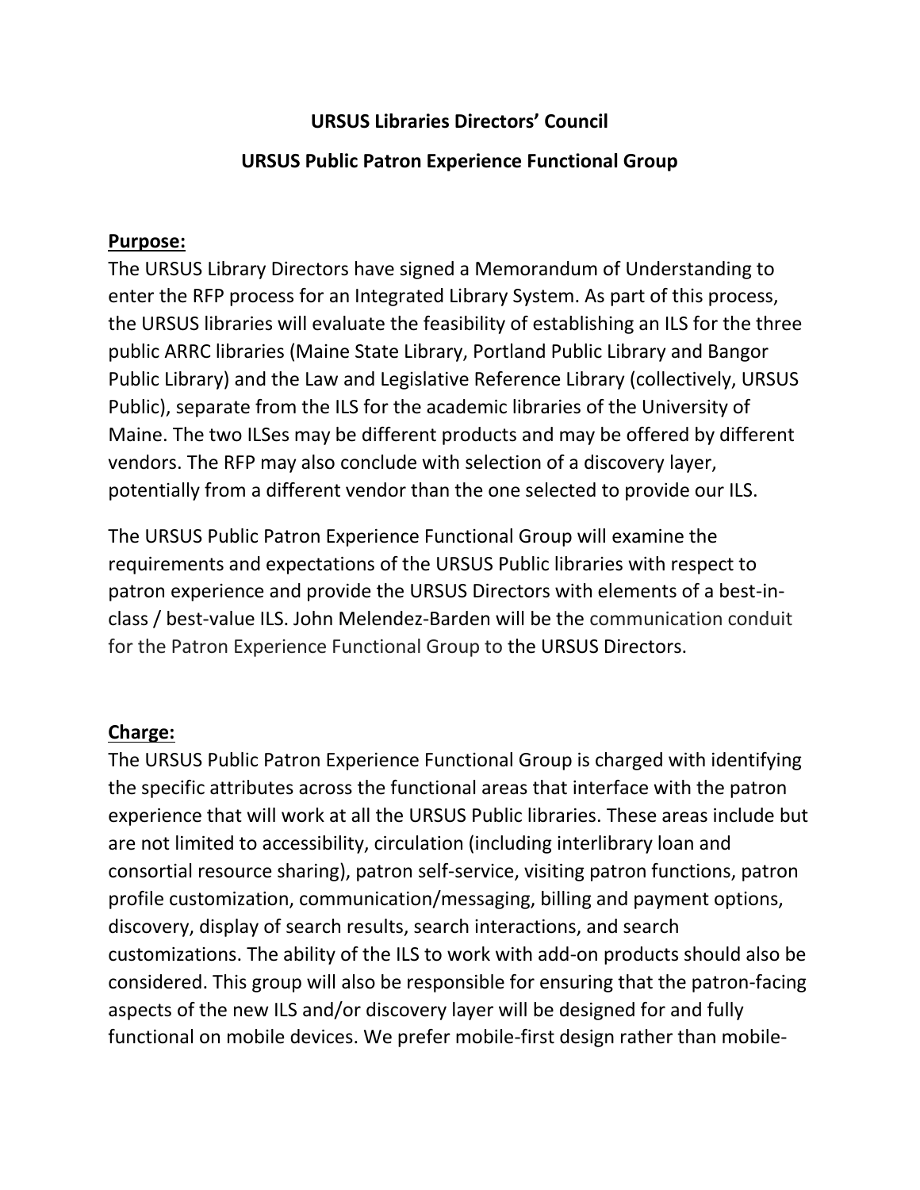**URSUS Libraries Directors' Council**

**URSUS Public Patron Experience Functional Group**

**Purpose:**

The URSUS Library Directors have signed a Memorandum of Understanding to enter the RFP process for an Integrated Library System. As part of this process, the URSUS libraries will evaluate the feasibility of establishing an ILS for the three public ARRC libraries (Maine State Library, Portland Public Library and Bangor Public Library) and the Law and Legislative Reference Library (collectively, URSUS Public), separate from the ILS for the academic libraries of the University of Maine. The two ILSes may be different products and may be offered by different vendors. The RFP may also conclude with selection of a discovery layer, potentially from a different vendor than the one selected to provide our ILS.

The URSUS Public Patron Experience Functional Group will examine the requirements and expectations of the URSUS Public libraries with respect to patron experience and provide the URSUS Directors with elements of a best-in-class / best-value ILS. John Melendez-Barden will be the communication conduit for the Patron Experience Functional Group to the URSUS Directors.

**Charge:**

The URSUS Public Patron Experience Functional Group is charged with identifying the specific attributes across the functional areas that interface with the patron experience that will work at all the URSUS Public libraries. These areas include but are not limited to accessibility, circulation (including interlibrary loan and consortial resource sharing), patron self-service, visiting patron functions, patron profile customization, communication/messaging, billing and payment options, discovery, display of search results, search interactions, and search customizations. The ability of the ILS to work with add-on products should also be considered. This group will also be responsible for ensuring that the patron-facing aspects of the new ILS and/or discovery layer will be designed for and fully functional on mobile devices. We prefer mobile-first design rather than mobile-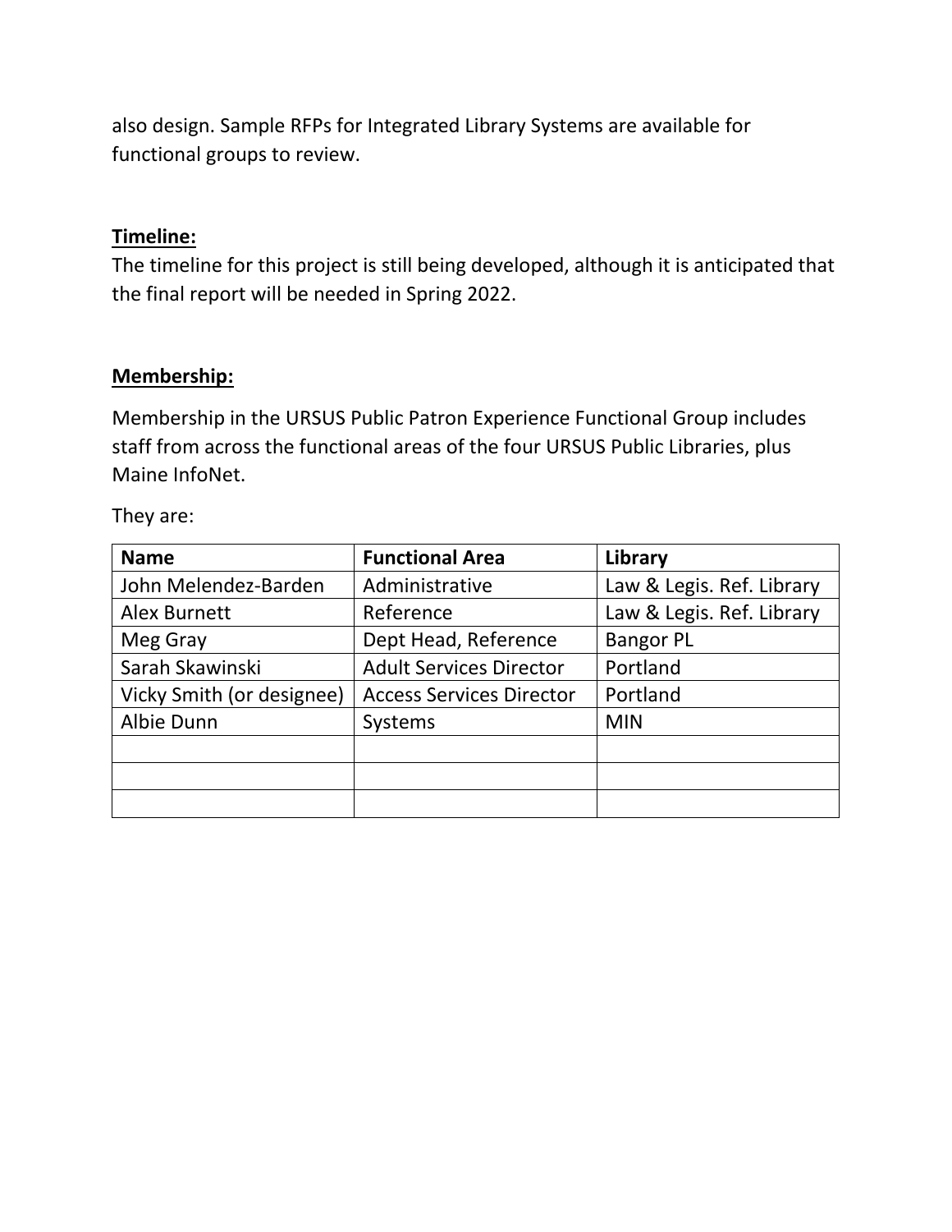also design. Sample RFPs for Integrated Library Systems are available for functional groups to review.

**Timeline:**

The timeline for this project is still being developed, although it is anticipated that the final report will be needed in Spring 2022.

**Membership:**

Membership in the URSUS Public Patron Experience Functional Group includes staff from across the functional areas of the four URSUS Public Libraries, plus Maine InfoNet.

They are:

| Name | Functional Area | Library |
|---|---|---|
| John Melendez-Barden | Administrative | Law & Legis. Ref. Library |
| Alex Burnett | Reference | Law & Legis. Ref. Library |
| Meg Gray | Dept Head, Reference | Bangor PL |
| Sarah Skawinski | Adult Services Director | Portland |
| Vicky Smith (or designee) | Access Services Director | Portland |
| Albie Dunn | Systems | MIN |
| | | |
| | | |
| | | |